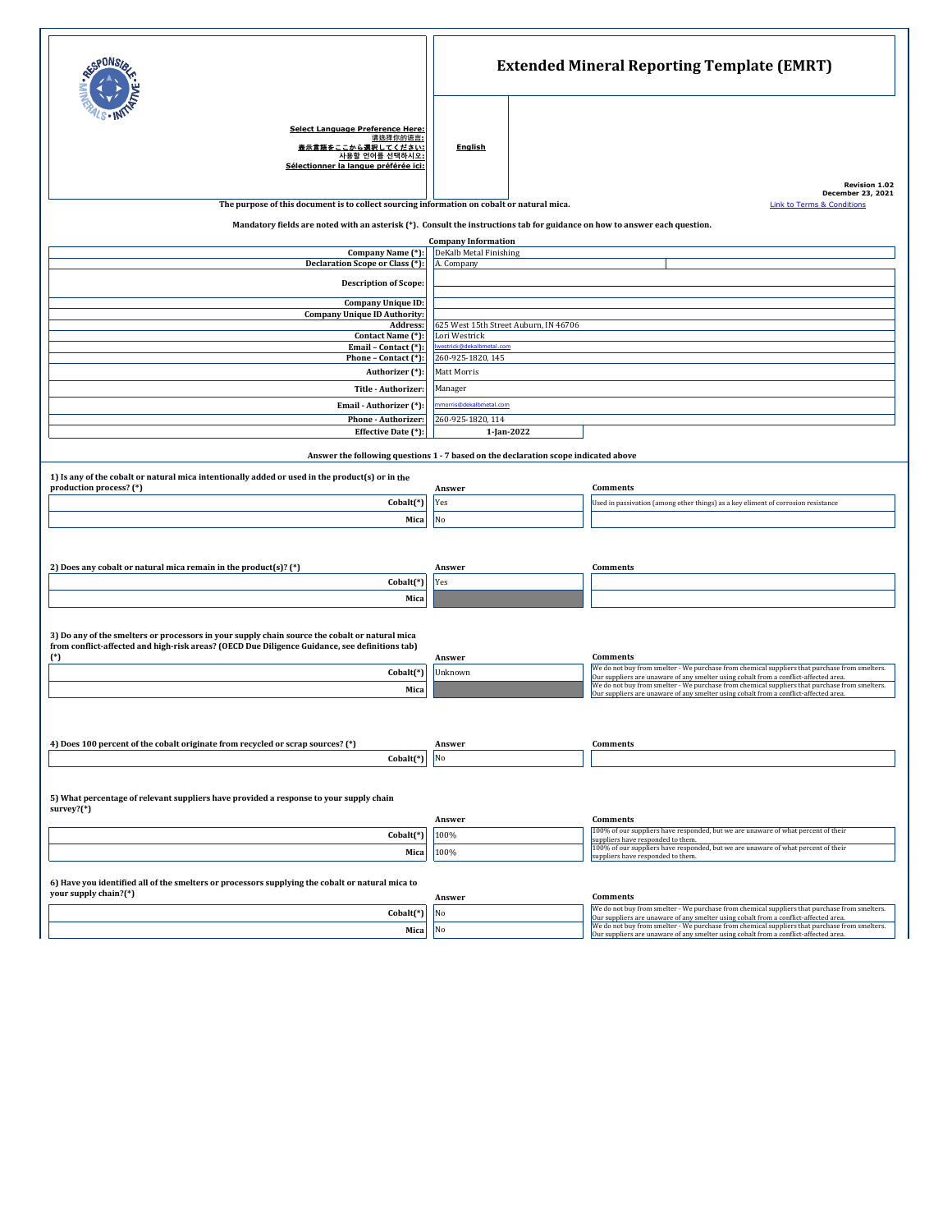# Extended Mineral Reporting Template (EMRT)

**Select Language Preference Here:**
**请选择你的语言:**
**表示言語をここから選択してください:**
**사용할 언어를 선택하시오:**
**Sélectionner la langue préférée ici:**

**English**

**Revision 1.02**
**December 23, 2021**
Link to Terms & Conditions

**The purpose of this document is to collect sourcing information on cobalt or natural mica.**

**Mandatory fields are noted with an asterisk (*). Consult the instructions tab for guidance on how to answer each question.**

**Company Information**

| | |
|---|---|
| **Company Name (*):** | DeKalb Metal Finishing |
| **Declaration Scope or Class (*):** | A. Company |
| **Description of Scope:** | |
| **Company Unique ID:** | |
| **Company Unique ID Authority:** | |
| **Address:** | 625 West 15th Street Auburn, IN 46706 |
| **Contact Name (*):** | Lori Westrick |
| **Email – Contact (*):** | lwestrick@dekalbmetal.com |
| **Phone – Contact (*):** | 260-925-1820, 145 |
| **Authorizer (*):** | Matt Morris |
| **Title - Authorizer:** | Manager |
| **Email - Authorizer (*):** | mmorris@dekalbmetal.com |
| **Phone - Authorizer:** | 260-925-1820, 114 |
| **Effective Date (*):** | 1-Jan-2022 |

**Answer the following questions 1 - 7 based on the declaration scope indicated above**

**1) Is any of the cobalt or natural mica intentionally added or used in the product(s) or in the production process? (*)**

| | Answer | Comments |
|---|---|---|
| **Cobalt(*)** | Yes | Used in passivation (among other things) as a key element of corrosion resistance |
| **Mica** | No | |

**2) Does any cobalt or natural mica remain in the product(s)? (*)**

| | Answer | Comments |
|---|---|---|
| **Cobalt(*)** | Yes | |
| **Mica** | | |

**3) Do any of the smelters or processors in your supply chain source the cobalt or natural mica from conflict-affected and high-risk areas? (OECD Due Diligence Guidance, see definitions tab) (*)**

| | Answer | Comments |
|---|---|---|
| **Cobalt(*)** | Unknown | We do not buy from smelter - We purchase from chemical suppliers that purchase from smelters. Our suppliers are unaware of any smelter using cobalt from a conflict-affected area. |
| **Mica** | | We do not buy from smelter - We purchase from chemical suppliers that purchase from smelters. Our suppliers are unaware of any smelter using cobalt from a conflict-affected area. |

**4) Does 100 percent of the cobalt originate from recycled or scrap sources? (*)**

| | Answer | Comments |
|---|---|---|
| **Cobalt(*)** | No | |

**5) What percentage of relevant suppliers have provided a response to your supply chain survey?(*)**

| | Answer | Comments |
|---|---|---|
| **Cobalt(*)** | 100% | 100% of our suppliers have responded, but we are unaware of what percent of their suppliers have responded to them. |
| **Mica** | 100% | 100% of our suppliers have responded, but we are unaware of what percent of their suppliers have responded to them. |

**6) Have you identified all of the smelters or processors supplying the cobalt or natural mica to your supply chain?(*)**

| | Answer | Comments |
|---|---|---|
| **Cobalt(*)** | No | We do not buy from smelter - We purchase from chemical suppliers that purchase from smelters. Our suppliers are unaware of any smelter using cobalt from a conflict-affected area. |
| **Mica** | No | We do not buy from smelter - We purchase from chemical suppliers that purchase from smelters. Our suppliers are unaware of any smelter using cobalt from a conflict-affected area. |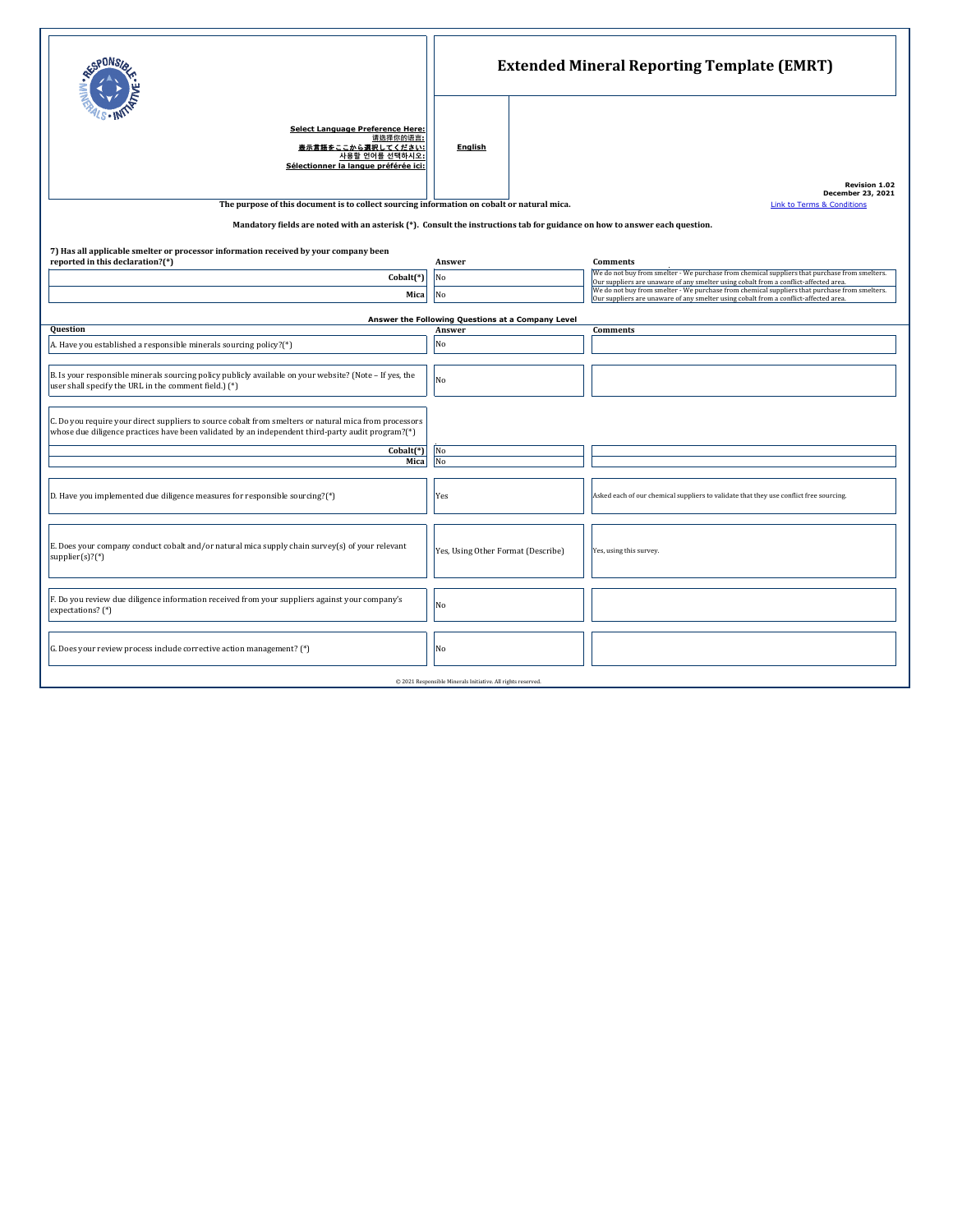# Extended Mineral Reporting Template (EMRT)

**Select Language Preference Here:**
**请选择你的语言:**
**表示言語をここから選択してください:**
**사용할 언어를 선택하시오:**
**Sélectionner la langue préférée ici:**

**English**

**Revision 1.02**
**December 23, 2021**

**The purpose of this document is to collect sourcing information on cobalt or natural mica.**

Link to Terms & Conditions

**Mandatory fields are noted with an asterisk (*). Consult the instructions tab for guidance on how to answer each question.**

| 7) Has all applicable smelter or processor information received by your company been reported in this declaration?(*) | Answer | Comments |
|---|---|---|
| Cobalt(*) | No | We do not buy from smelter - We purchase from chemical suppliers that purchase from smelters. Our suppliers are unaware of any smelter using cobalt from a conflict-affected area. |
| Mica | No | We do not buy from smelter - We purchase from chemical suppliers that purchase from smelters. Our suppliers are unaware of any smelter using cobalt from a conflict-affected area. |

**Answer the Following Questions at a Company Level**

| Question | Answer | Comments |
|---|---|---|
| A. Have you established a responsible minerals sourcing policy?(*) | No | |
| B. Is your responsible minerals sourcing policy publicly available on your website? (Note – If yes, the user shall specify the URL in the comment field.) (*) | No | |
| C. Do you require your direct suppliers to source cobalt from smelters or natural mica from processors whose due diligence practices have been validated by an independent third-party audit program?(*) | | |
| Cobalt(*) | No | |
| Mica | No | |
| D. Have you implemented due diligence measures for responsible sourcing?(*) | Yes | Asked each of our chemical suppliers to validate that they use conflict free sourcing. |
| E. Does your company conduct cobalt and/or natural mica supply chain survey(s) of your relevant supplier(s)?(*) | Yes, Using Other Format (Describe) | Yes, using this survey. |
| F. Do you review due diligence information received from your suppliers against your company's expectations? (*) | No | |
| G. Does your review process include corrective action management? (*) | No | |

© 2021 Responsible Minerals Initiative. All rights reserved.